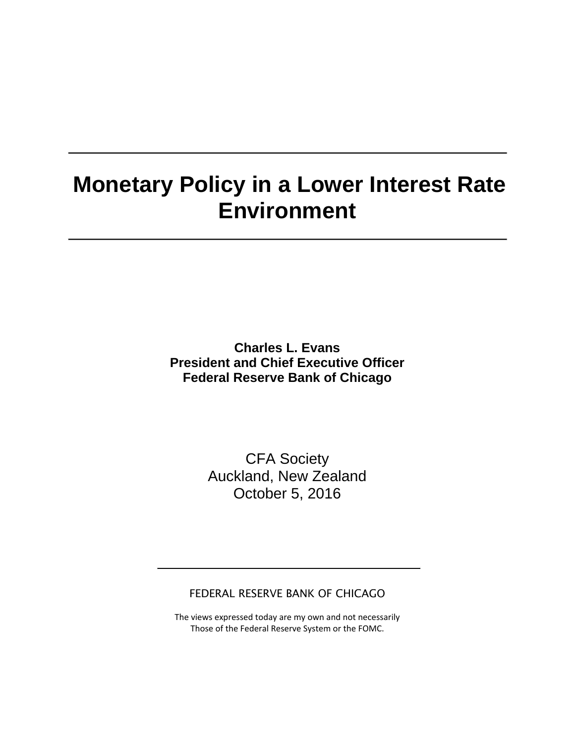# Monetary Policy in a Lower Interest Rate Environment

**Charles L. Evans**
**President and Chief Executive Officer**
**Federal Reserve Bank of Chicago**

CFA Society
Auckland, New Zealand
October 5, 2016

FEDERAL RESERVE BANK OF CHICAGO

The views expressed today are my own and not necessarily
Those of the Federal Reserve System or the FOMC.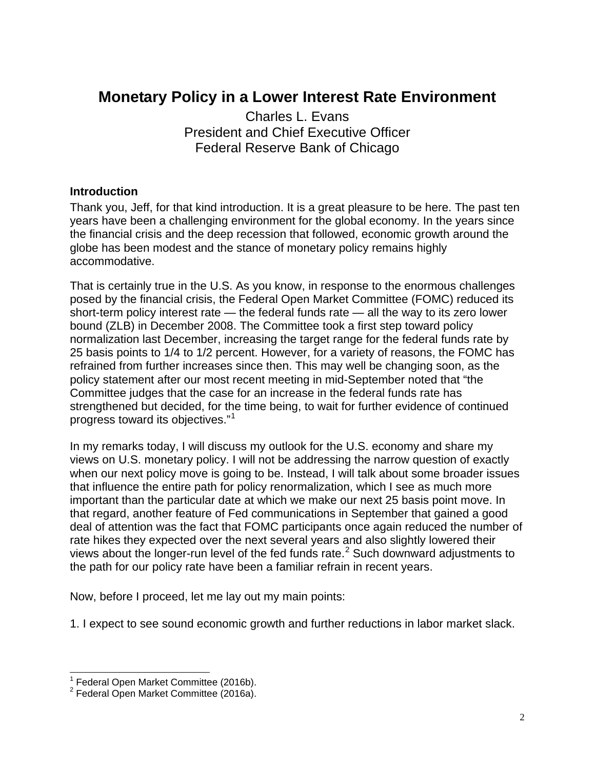# Monetary Policy in a Lower Interest Rate Environment

Charles L. Evans
President and Chief Executive Officer
Federal Reserve Bank of Chicago

## Introduction

Thank you, Jeff, for that kind introduction. It is a great pleasure to be here. The past ten years have been a challenging environment for the global economy. In the years since the financial crisis and the deep recession that followed, economic growth around the globe has been modest and the stance of monetary policy remains highly accommodative.

That is certainly true in the U.S. As you know, in response to the enormous challenges posed by the financial crisis, the Federal Open Market Committee (FOMC) reduced its short-term policy interest rate — the federal funds rate — all the way to its zero lower bound (ZLB) in December 2008. The Committee took a first step toward policy normalization last December, increasing the target range for the federal funds rate by 25 basis points to 1/4 to 1/2 percent. However, for a variety of reasons, the FOMC has refrained from further increases since then. This may well be changing soon, as the policy statement after our most recent meeting in mid-September noted that "the Committee judges that the case for an increase in the federal funds rate has strengthened but decided, for the time being, to wait for further evidence of continued progress toward its objectives."[1]

In my remarks today, I will discuss my outlook for the U.S. economy and share my views on U.S. monetary policy. I will not be addressing the narrow question of exactly when our next policy move is going to be. Instead, I will talk about some broader issues that influence the entire path for policy renormalization, which I see as much more important than the particular date at which we make our next 25 basis point move. In that regard, another feature of Fed communications in September that gained a good deal of attention was the fact that FOMC participants once again reduced the number of rate hikes they expected over the next several years and also slightly lowered their views about the longer-run level of the fed funds rate.[2] Such downward adjustments to the path for our policy rate have been a familiar refrain in recent years.

Now, before I proceed, let me lay out my main points:

1. I expect to see sound economic growth and further reductions in labor market slack.

---

[1] Federal Open Market Committee (2016b).
[2] Federal Open Market Committee (2016a).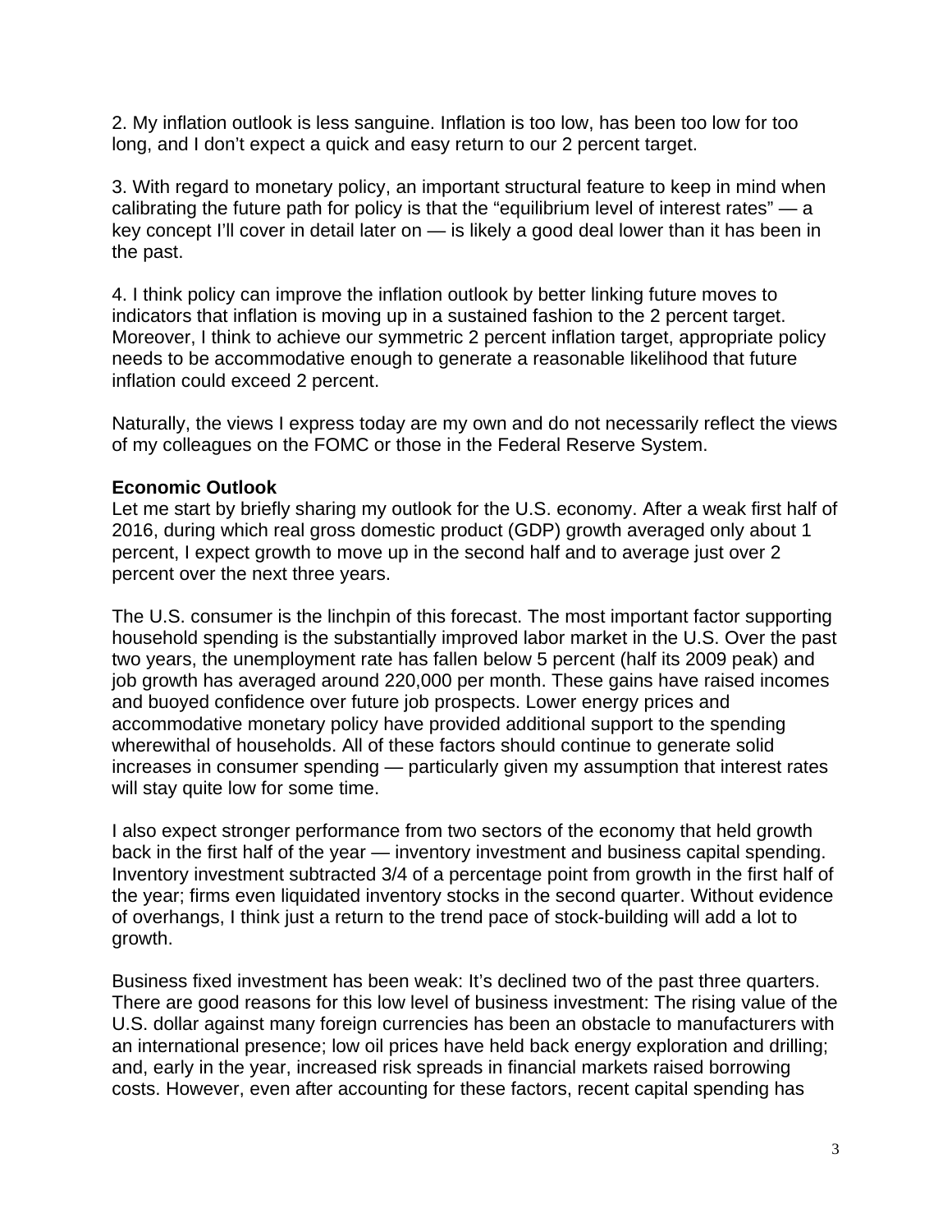2. My inflation outlook is less sanguine. Inflation is too low, has been too low for too long, and I don't expect a quick and easy return to our 2 percent target.

3. With regard to monetary policy, an important structural feature to keep in mind when calibrating the future path for policy is that the "equilibrium level of interest rates" — a key concept I'll cover in detail later on — is likely a good deal lower than it has been in the past.

4. I think policy can improve the inflation outlook by better linking future moves to indicators that inflation is moving up in a sustained fashion to the 2 percent target. Moreover, I think to achieve our symmetric 2 percent inflation target, appropriate policy needs to be accommodative enough to generate a reasonable likelihood that future inflation could exceed 2 percent.

Naturally, the views I express today are my own and do not necessarily reflect the views of my colleagues on the FOMC or those in the Federal Reserve System.

**Economic Outlook**

Let me start by briefly sharing my outlook for the U.S. economy. After a weak first half of 2016, during which real gross domestic product (GDP) growth averaged only about 1 percent, I expect growth to move up in the second half and to average just over 2 percent over the next three years.

The U.S. consumer is the linchpin of this forecast. The most important factor supporting household spending is the substantially improved labor market in the U.S. Over the past two years, the unemployment rate has fallen below 5 percent (half its 2009 peak) and job growth has averaged around 220,000 per month. These gains have raised incomes and buoyed confidence over future job prospects. Lower energy prices and accommodative monetary policy have provided additional support to the spending wherewithal of households. All of these factors should continue to generate solid increases in consumer spending — particularly given my assumption that interest rates will stay quite low for some time.

I also expect stronger performance from two sectors of the economy that held growth back in the first half of the year — inventory investment and business capital spending. Inventory investment subtracted 3/4 of a percentage point from growth in the first half of the year; firms even liquidated inventory stocks in the second quarter. Without evidence of overhangs, I think just a return to the trend pace of stock-building will add a lot to growth.

Business fixed investment has been weak: It's declined two of the past three quarters. There are good reasons for this low level of business investment: The rising value of the U.S. dollar against many foreign currencies has been an obstacle to manufacturers with an international presence; low oil prices have held back energy exploration and drilling; and, early in the year, increased risk spreads in financial markets raised borrowing costs. However, even after accounting for these factors, recent capital spending has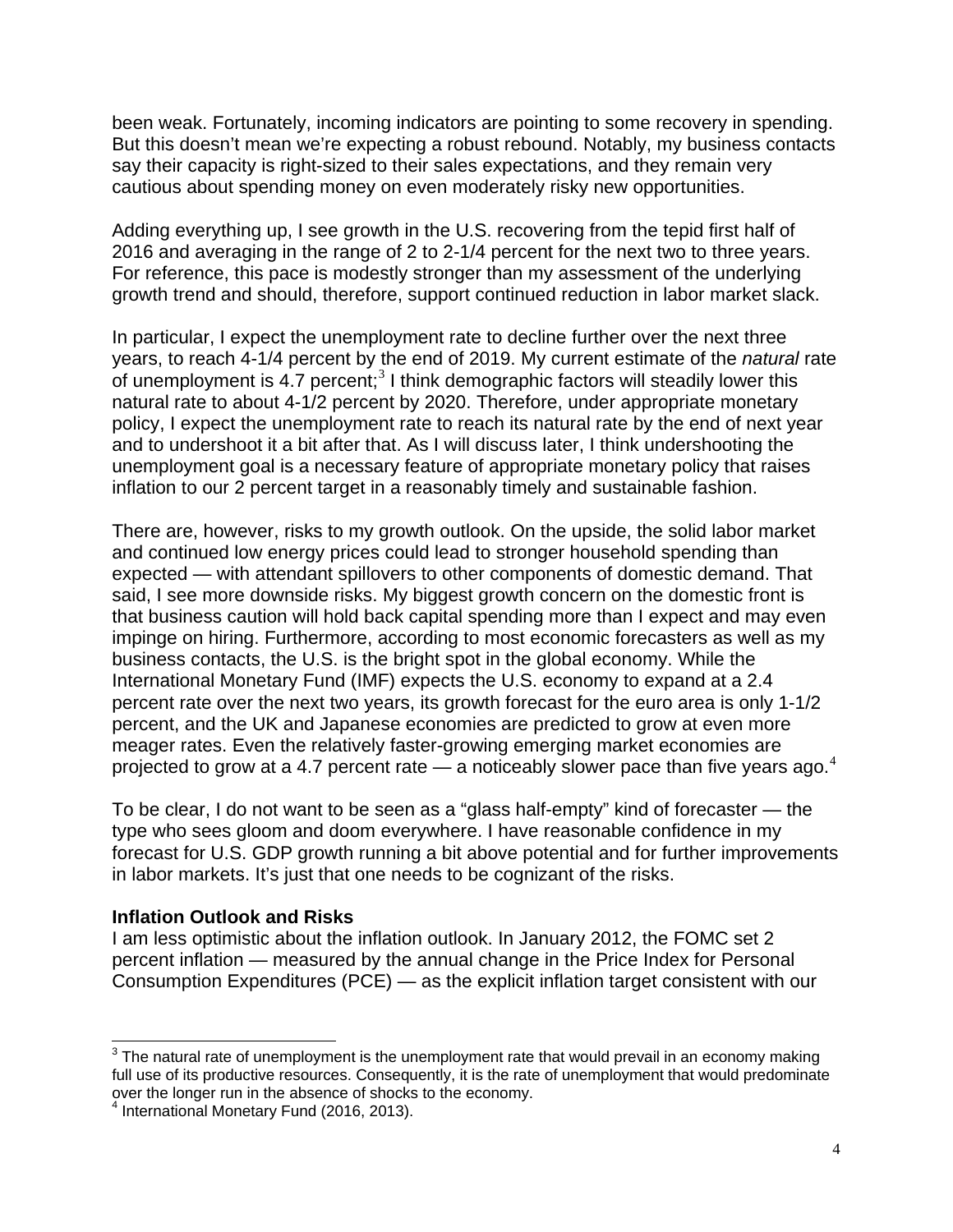been weak. Fortunately, incoming indicators are pointing to some recovery in spending. But this doesn't mean we're expecting a robust rebound. Notably, my business contacts say their capacity is right-sized to their sales expectations, and they remain very cautious about spending money on even moderately risky new opportunities.

Adding everything up, I see growth in the U.S. recovering from the tepid first half of 2016 and averaging in the range of 2 to 2-1/4 percent for the next two to three years. For reference, this pace is modestly stronger than my assessment of the underlying growth trend and should, therefore, support continued reduction in labor market slack.

In particular, I expect the unemployment rate to decline further over the next three years, to reach 4-1/4 percent by the end of 2019. My current estimate of the *natural* rate of unemployment is 4.7 percent;[3] I think demographic factors will steadily lower this natural rate to about 4-1/2 percent by 2020. Therefore, under appropriate monetary policy, I expect the unemployment rate to reach its natural rate by the end of next year and to undershoot it a bit after that. As I will discuss later, I think undershooting the unemployment goal is a necessary feature of appropriate monetary policy that raises inflation to our 2 percent target in a reasonably timely and sustainable fashion.

There are, however, risks to my growth outlook. On the upside, the solid labor market and continued low energy prices could lead to stronger household spending than expected — with attendant spillovers to other components of domestic demand. That said, I see more downside risks. My biggest growth concern on the domestic front is that business caution will hold back capital spending more than I expect and may even impinge on hiring. Furthermore, according to most economic forecasters as well as my business contacts, the U.S. is the bright spot in the global economy. While the International Monetary Fund (IMF) expects the U.S. economy to expand at a 2.4 percent rate over the next two years, its growth forecast for the euro area is only 1-1/2 percent, and the UK and Japanese economies are predicted to grow at even more meager rates. Even the relatively faster-growing emerging market economies are projected to grow at a 4.7 percent rate — a noticeably slower pace than five years ago.[4]

To be clear, I do not want to be seen as a "glass half-empty" kind of forecaster — the type who sees gloom and doom everywhere. I have reasonable confidence in my forecast for U.S. GDP growth running a bit above potential and for further improvements in labor markets. It's just that one needs to be cognizant of the risks.

**Inflation Outlook and Risks**

I am less optimistic about the inflation outlook. In January 2012, the FOMC set 2 percent inflation — measured by the annual change in the Price Index for Personal Consumption Expenditures (PCE) — as the explicit inflation target consistent with our

---

[3] The natural rate of unemployment is the unemployment rate that would prevail in an economy making full use of its productive resources. Consequently, it is the rate of unemployment that would predominate over the longer run in the absence of shocks to the economy.

[4] International Monetary Fund (2016, 2013).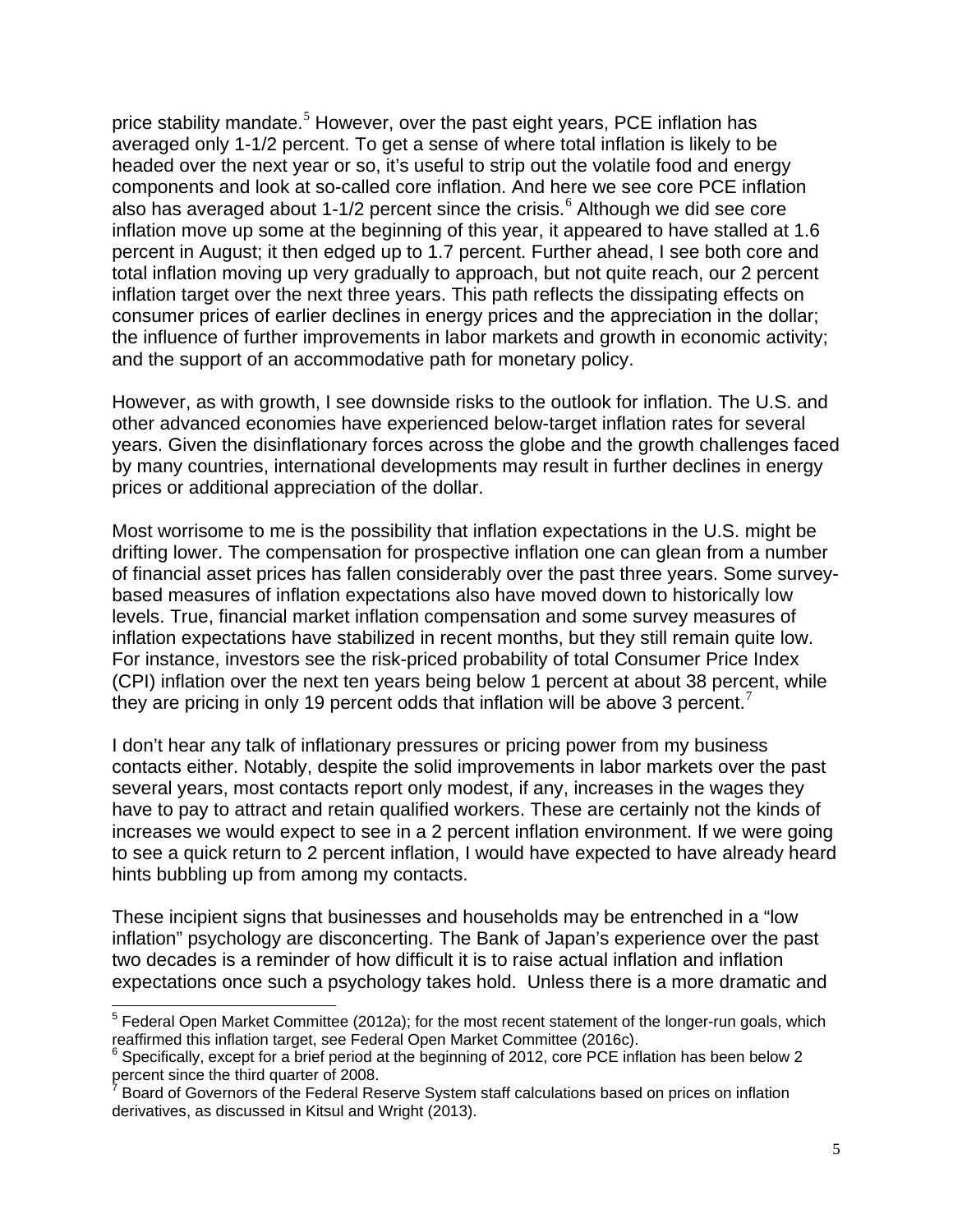price stability mandate.[5] However, over the past eight years, PCE inflation has averaged only 1-1/2 percent. To get a sense of where total inflation is likely to be headed over the next year or so, it's useful to strip out the volatile food and energy components and look at so-called core inflation. And here we see core PCE inflation also has averaged about 1-1/2 percent since the crisis.[6] Although we did see core inflation move up some at the beginning of this year, it appeared to have stalled at 1.6 percent in August; it then edged up to 1.7 percent. Further ahead, I see both core and total inflation moving up very gradually to approach, but not quite reach, our 2 percent inflation target over the next three years. This path reflects the dissipating effects on consumer prices of earlier declines in energy prices and the appreciation in the dollar; the influence of further improvements in labor markets and growth in economic activity; and the support of an accommodative path for monetary policy.

However, as with growth, I see downside risks to the outlook for inflation. The U.S. and other advanced economies have experienced below-target inflation rates for several years. Given the disinflationary forces across the globe and the growth challenges faced by many countries, international developments may result in further declines in energy prices or additional appreciation of the dollar.

Most worrisome to me is the possibility that inflation expectations in the U.S. might be drifting lower. The compensation for prospective inflation one can glean from a number of financial asset prices has fallen considerably over the past three years. Some survey-based measures of inflation expectations also have moved down to historically low levels. True, financial market inflation compensation and some survey measures of inflation expectations have stabilized in recent months, but they still remain quite low. For instance, investors see the risk-priced probability of total Consumer Price Index (CPI) inflation over the next ten years being below 1 percent at about 38 percent, while they are pricing in only 19 percent odds that inflation will be above 3 percent.[7]

I don't hear any talk of inflationary pressures or pricing power from my business contacts either. Notably, despite the solid improvements in labor markets over the past several years, most contacts report only modest, if any, increases in the wages they have to pay to attract and retain qualified workers. These are certainly not the kinds of increases we would expect to see in a 2 percent inflation environment. If we were going to see a quick return to 2 percent inflation, I would have expected to have already heard hints bubbling up from among my contacts.

These incipient signs that businesses and households may be entrenched in a "low inflation" psychology are disconcerting. The Bank of Japan's experience over the past two decades is a reminder of how difficult it is to raise actual inflation and inflation expectations once such a psychology takes hold. Unless there is a more dramatic and

---

[5] Federal Open Market Committee (2012a); for the most recent statement of the longer-run goals, which reaffirmed this inflation target, see Federal Open Market Committee (2016c).

[6] Specifically, except for a brief period at the beginning of 2012, core PCE inflation has been below 2 percent since the third quarter of 2008.

[7] Board of Governors of the Federal Reserve System staff calculations based on prices on inflation derivatives, as discussed in Kitsul and Wright (2013).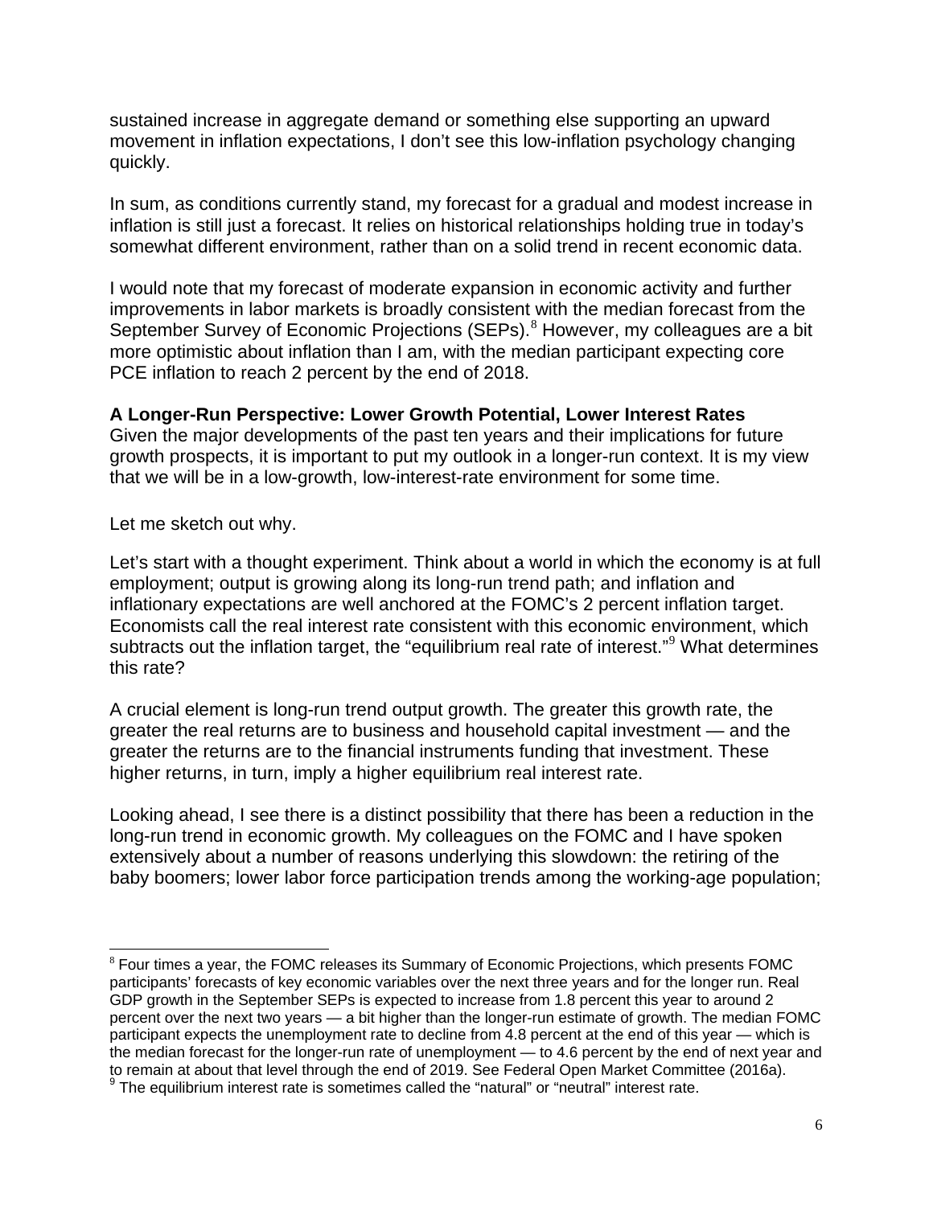sustained increase in aggregate demand or something else supporting an upward movement in inflation expectations, I don't see this low-inflation psychology changing quickly.

In sum, as conditions currently stand, my forecast for a gradual and modest increase in inflation is still just a forecast. It relies on historical relationships holding true in today's somewhat different environment, rather than on a solid trend in recent economic data.

I would note that my forecast of moderate expansion in economic activity and further improvements in labor markets is broadly consistent with the median forecast from the September Survey of Economic Projections (SEPs).[8] However, my colleagues are a bit more optimistic about inflation than I am, with the median participant expecting core PCE inflation to reach 2 percent by the end of 2018.

**A Longer-Run Perspective: Lower Growth Potential, Lower Interest Rates**

Given the major developments of the past ten years and their implications for future growth prospects, it is important to put my outlook in a longer-run context. It is my view that we will be in a low-growth, low-interest-rate environment for some time.

Let me sketch out why.

Let's start with a thought experiment. Think about a world in which the economy is at full employment; output is growing along its long-run trend path; and inflation and inflationary expectations are well anchored at the FOMC's 2 percent inflation target. Economists call the real interest rate consistent with this economic environment, which subtracts out the inflation target, the "equilibrium real rate of interest."[9] What determines this rate?

A crucial element is long-run trend output growth. The greater this growth rate, the greater the real returns are to business and household capital investment — and the greater the returns are to the financial instruments funding that investment. These higher returns, in turn, imply a higher equilibrium real interest rate.

Looking ahead, I see there is a distinct possibility that there has been a reduction in the long-run trend in economic growth. My colleagues on the FOMC and I have spoken extensively about a number of reasons underlying this slowdown: the retiring of the baby boomers; lower labor force participation trends among the working-age population;

---

[8] Four times a year, the FOMC releases its Summary of Economic Projections, which presents FOMC participants' forecasts of key economic variables over the next three years and for the longer run. Real GDP growth in the September SEPs is expected to increase from 1.8 percent this year to around 2 percent over the next two years — a bit higher than the longer-run estimate of growth. The median FOMC participant expects the unemployment rate to decline from 4.8 percent at the end of this year — which is the median forecast for the longer-run rate of unemployment — to 4.6 percent by the end of next year and to remain at about that level through the end of 2019. See Federal Open Market Committee (2016a).

[9] The equilibrium interest rate is sometimes called the "natural" or "neutral" interest rate.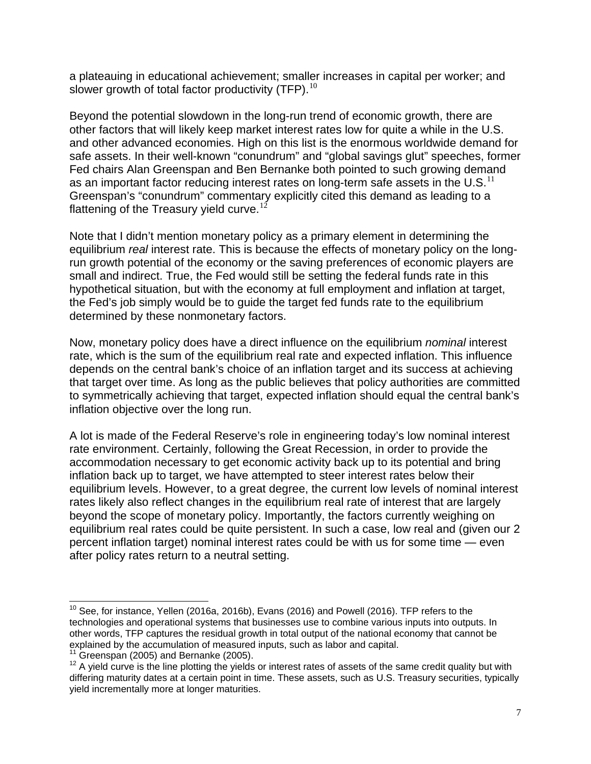a plateauing in educational achievement; smaller increases in capital per worker; and slower growth of total factor productivity (TFP).[10]

Beyond the potential slowdown in the long-run trend of economic growth, there are other factors that will likely keep market interest rates low for quite a while in the U.S. and other advanced economies. High on this list is the enormous worldwide demand for safe assets. In their well-known "conundrum" and "global savings glut" speeches, former Fed chairs Alan Greenspan and Ben Bernanke both pointed to such growing demand as an important factor reducing interest rates on long-term safe assets in the U.S.[11] Greenspan's "conundrum" commentary explicitly cited this demand as leading to a flattening of the Treasury yield curve.[12]

Note that I didn't mention monetary policy as a primary element in determining the equilibrium *real* interest rate. This is because the effects of monetary policy on the long-run growth potential of the economy or the saving preferences of economic players are small and indirect. True, the Fed would still be setting the federal funds rate in this hypothetical situation, but with the economy at full employment and inflation at target, the Fed's job simply would be to guide the target fed funds rate to the equilibrium determined by these nonmonetary factors.

Now, monetary policy does have a direct influence on the equilibrium *nominal* interest rate, which is the sum of the equilibrium real rate and expected inflation. This influence depends on the central bank's choice of an inflation target and its success at achieving that target over time. As long as the public believes that policy authorities are committed to symmetrically achieving that target, expected inflation should equal the central bank's inflation objective over the long run.

A lot is made of the Federal Reserve's role in engineering today's low nominal interest rate environment. Certainly, following the Great Recession, in order to provide the accommodation necessary to get economic activity back up to its potential and bring inflation back up to target, we have attempted to steer interest rates below their equilibrium levels. However, to a great degree, the current low levels of nominal interest rates likely also reflect changes in the equilibrium real rate of interest that are largely beyond the scope of monetary policy. Importantly, the factors currently weighing on equilibrium real rates could be quite persistent. In such a case, low real and (given our 2 percent inflation target) nominal interest rates could be with us for some time — even after policy rates return to a neutral setting.

---

[10] See, for instance, Yellen (2016a, 2016b), Evans (2016) and Powell (2016). TFP refers to the technologies and operational systems that businesses use to combine various inputs into outputs. In other words, TFP captures the residual growth in total output of the national economy that cannot be explained by the accumulation of measured inputs, such as labor and capital.

[11] Greenspan (2005) and Bernanke (2005).

[12] A yield curve is the line plotting the yields or interest rates of assets of the same credit quality but with differing maturity dates at a certain point in time. These assets, such as U.S. Treasury securities, typically yield incrementally more at longer maturities.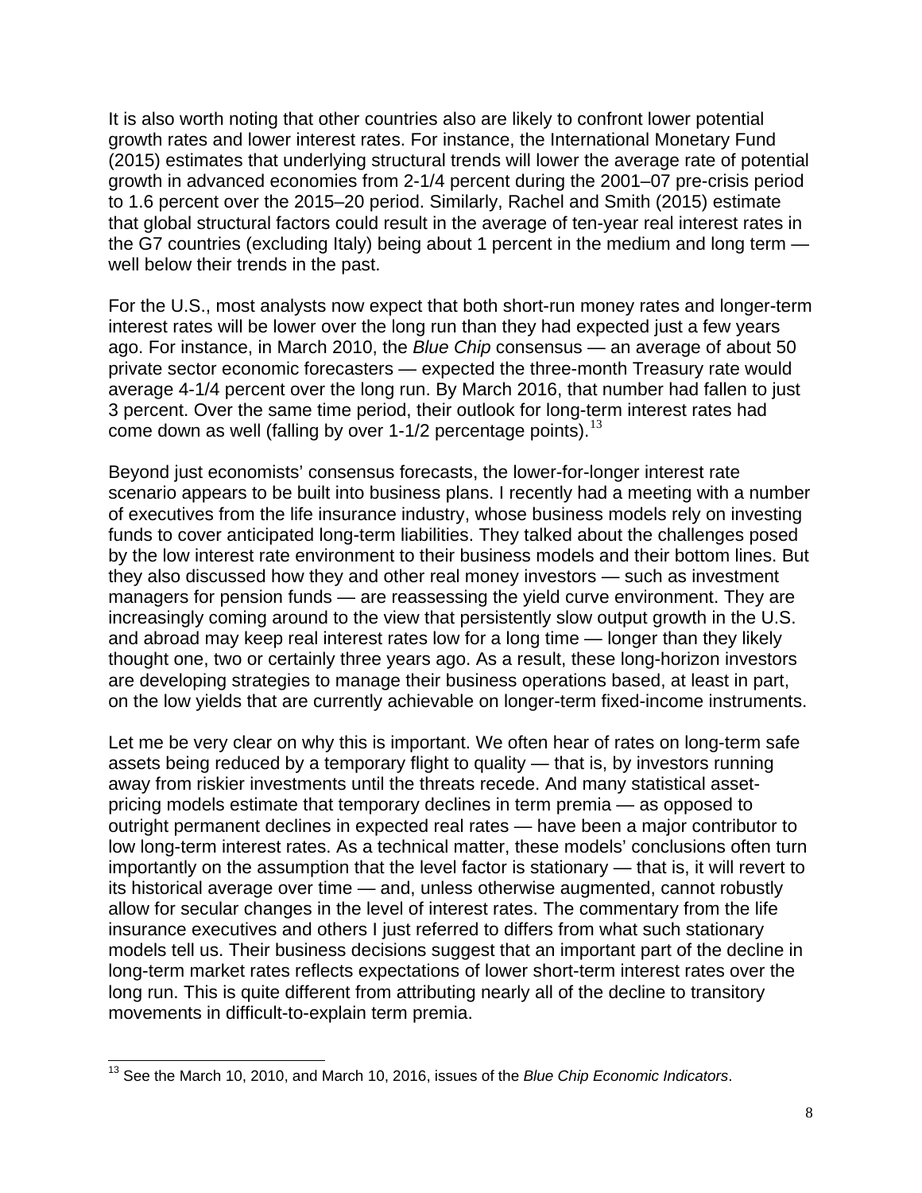It is also worth noting that other countries also are likely to confront lower potential growth rates and lower interest rates. For instance, the International Monetary Fund (2015) estimates that underlying structural trends will lower the average rate of potential growth in advanced economies from 2-1/4 percent during the 2001–07 pre-crisis period to 1.6 percent over the 2015–20 period. Similarly, Rachel and Smith (2015) estimate that global structural factors could result in the average of ten-year real interest rates in the G7 countries (excluding Italy) being about 1 percent in the medium and long term — well below their trends in the past.

For the U.S., most analysts now expect that both short-run money rates and longer-term interest rates will be lower over the long run than they had expected just a few years ago. For instance, in March 2010, the *Blue Chip* consensus — an average of about 50 private sector economic forecasters — expected the three-month Treasury rate would average 4-1/4 percent over the long run. By March 2016, that number had fallen to just 3 percent. Over the same time period, their outlook for long-term interest rates had come down as well (falling by over 1-1/2 percentage points).[13]

Beyond just economists' consensus forecasts, the lower-for-longer interest rate scenario appears to be built into business plans. I recently had a meeting with a number of executives from the life insurance industry, whose business models rely on investing funds to cover anticipated long-term liabilities. They talked about the challenges posed by the low interest rate environment to their business models and their bottom lines. But they also discussed how they and other real money investors — such as investment managers for pension funds — are reassessing the yield curve environment. They are increasingly coming around to the view that persistently slow output growth in the U.S. and abroad may keep real interest rates low for a long time — longer than they likely thought one, two or certainly three years ago. As a result, these long-horizon investors are developing strategies to manage their business operations based, at least in part, on the low yields that are currently achievable on longer-term fixed-income instruments.

Let me be very clear on why this is important. We often hear of rates on long-term safe assets being reduced by a temporary flight to quality — that is, by investors running away from riskier investments until the threats recede. And many statistical asset-pricing models estimate that temporary declines in term premia — as opposed to outright permanent declines in expected real rates — have been a major contributor to low long-term interest rates. As a technical matter, these models' conclusions often turn importantly on the assumption that the level factor is stationary — that is, it will revert to its historical average over time — and, unless otherwise augmented, cannot robustly allow for secular changes in the level of interest rates. The commentary from the life insurance executives and others I just referred to differs from what such stationary models tell us. Their business decisions suggest that an important part of the decline in long-term market rates reflects expectations of lower short-term interest rates over the long run. This is quite different from attributing nearly all of the decline to transitory movements in difficult-to-explain term premia.

[13] See the March 10, 2010, and March 10, 2016, issues of the *Blue Chip Economic Indicators*.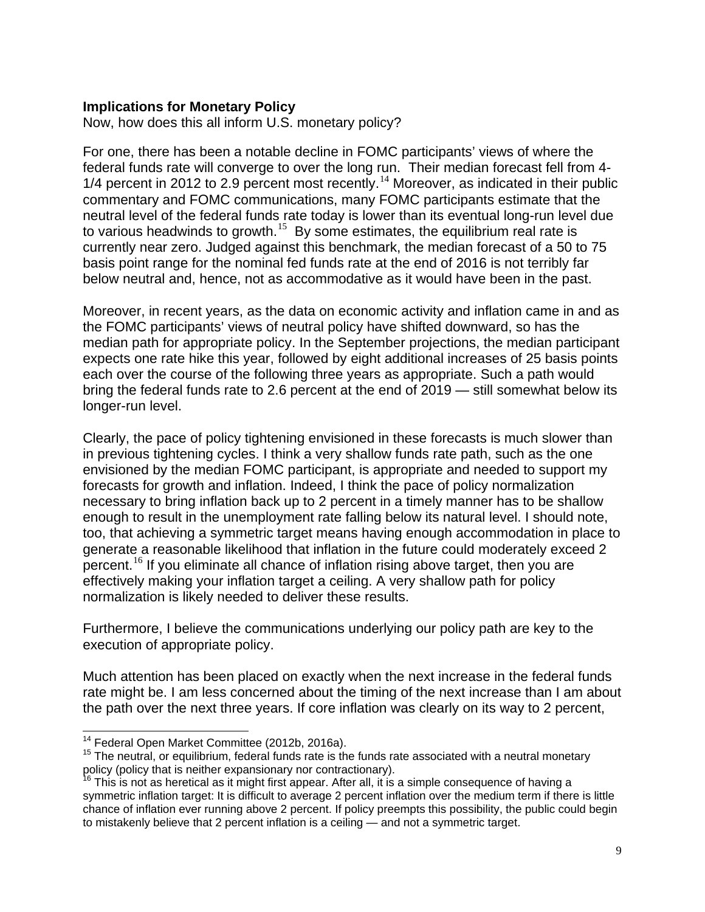**Implications for Monetary Policy**

Now, how does this all inform U.S. monetary policy?

For one, there has been a notable decline in FOMC participants' views of where the federal funds rate will converge to over the long run. Their median forecast fell from 4-1/4 percent in 2012 to 2.9 percent most recently.[14] Moreover, as indicated in their public commentary and FOMC communications, many FOMC participants estimate that the neutral level of the federal funds rate today is lower than its eventual long-run level due to various headwinds to growth.[15] By some estimates, the equilibrium real rate is currently near zero. Judged against this benchmark, the median forecast of a 50 to 75 basis point range for the nominal fed funds rate at the end of 2016 is not terribly far below neutral and, hence, not as accommodative as it would have been in the past.

Moreover, in recent years, as the data on economic activity and inflation came in and as the FOMC participants' views of neutral policy have shifted downward, so has the median path for appropriate policy. In the September projections, the median participant expects one rate hike this year, followed by eight additional increases of 25 basis points each over the course of the following three years as appropriate. Such a path would bring the federal funds rate to 2.6 percent at the end of 2019 — still somewhat below its longer-run level.

Clearly, the pace of policy tightening envisioned in these forecasts is much slower than in previous tightening cycles. I think a very shallow funds rate path, such as the one envisioned by the median FOMC participant, is appropriate and needed to support my forecasts for growth and inflation. Indeed, I think the pace of policy normalization necessary to bring inflation back up to 2 percent in a timely manner has to be shallow enough to result in the unemployment rate falling below its natural level. I should note, too, that achieving a symmetric target means having enough accommodation in place to generate a reasonable likelihood that inflation in the future could moderately exceed 2 percent.[16] If you eliminate all chance of inflation rising above target, then you are effectively making your inflation target a ceiling. A very shallow path for policy normalization is likely needed to deliver these results.

Furthermore, I believe the communications underlying our policy path are key to the execution of appropriate policy.

Much attention has been placed on exactly when the next increase in the federal funds rate might be. I am less concerned about the timing of the next increase than I am about the path over the next three years. If core inflation was clearly on its way to 2 percent,

---

[14] Federal Open Market Committee (2012b, 2016a).

[15] The neutral, or equilibrium, federal funds rate is the funds rate associated with a neutral monetary policy (policy that is neither expansionary nor contractionary).

[16] This is not as heretical as it might first appear. After all, it is a simple consequence of having a symmetric inflation target: It is difficult to average 2 percent inflation over the medium term if there is little chance of inflation ever running above 2 percent. If policy preempts this possibility, the public could begin to mistakenly believe that 2 percent inflation is a ceiling — and not a symmetric target.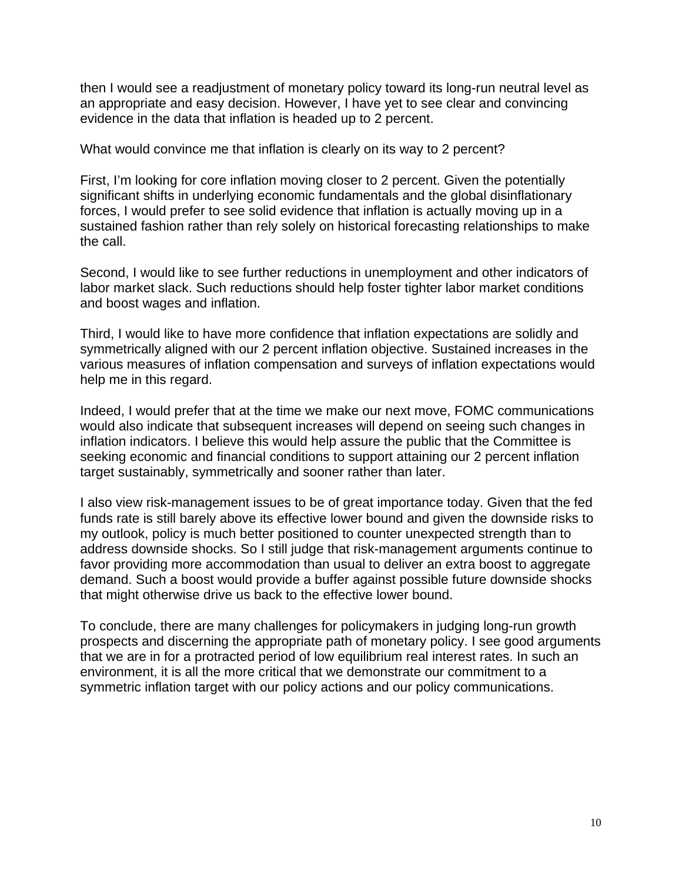then I would see a readjustment of monetary policy toward its long-run neutral level as an appropriate and easy decision. However, I have yet to see clear and convincing evidence in the data that inflation is headed up to 2 percent.

What would convince me that inflation is clearly on its way to 2 percent?

First, I'm looking for core inflation moving closer to 2 percent. Given the potentially significant shifts in underlying economic fundamentals and the global disinflationary forces, I would prefer to see solid evidence that inflation is actually moving up in a sustained fashion rather than rely solely on historical forecasting relationships to make the call.

Second, I would like to see further reductions in unemployment and other indicators of labor market slack. Such reductions should help foster tighter labor market conditions and boost wages and inflation.

Third, I would like to have more confidence that inflation expectations are solidly and symmetrically aligned with our 2 percent inflation objective. Sustained increases in the various measures of inflation compensation and surveys of inflation expectations would help me in this regard.

Indeed, I would prefer that at the time we make our next move, FOMC communications would also indicate that subsequent increases will depend on seeing such changes in inflation indicators. I believe this would help assure the public that the Committee is seeking economic and financial conditions to support attaining our 2 percent inflation target sustainably, symmetrically and sooner rather than later.

I also view risk-management issues to be of great importance today. Given that the fed funds rate is still barely above its effective lower bound and given the downside risks to my outlook, policy is much better positioned to counter unexpected strength than to address downside shocks. So I still judge that risk-management arguments continue to favor providing more accommodation than usual to deliver an extra boost to aggregate demand. Such a boost would provide a buffer against possible future downside shocks that might otherwise drive us back to the effective lower bound.

To conclude, there are many challenges for policymakers in judging long-run growth prospects and discerning the appropriate path of monetary policy. I see good arguments that we are in for a protracted period of low equilibrium real interest rates. In such an environment, it is all the more critical that we demonstrate our commitment to a symmetric inflation target with our policy actions and our policy communications.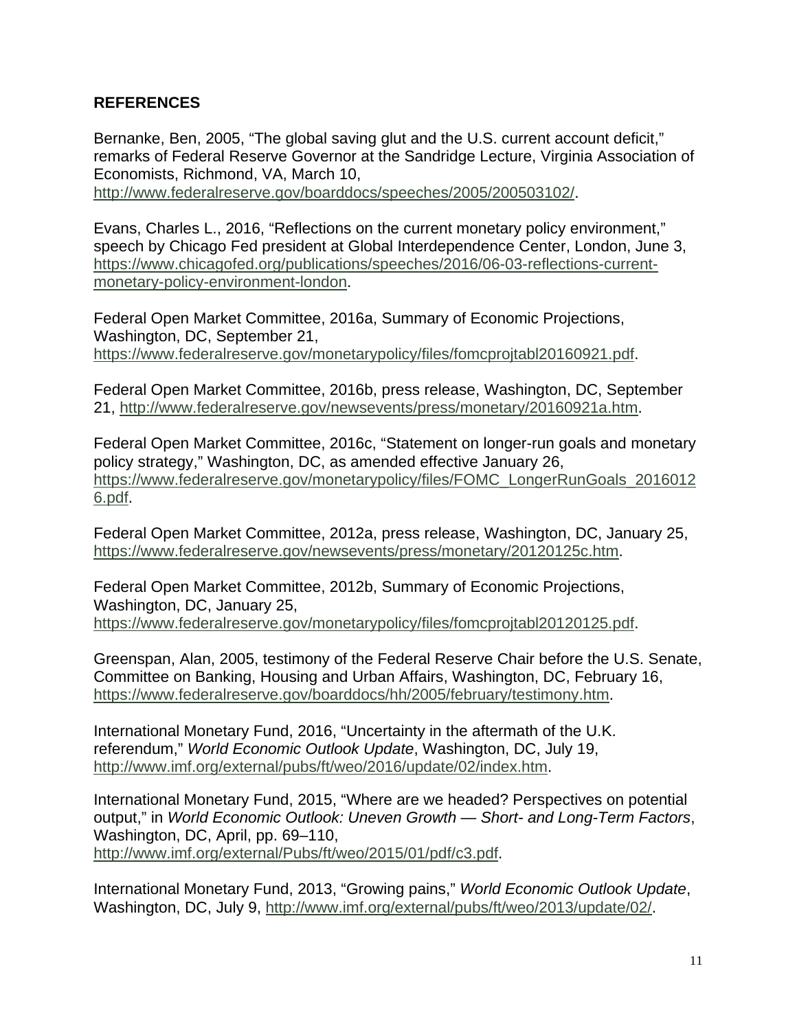## REFERENCES

Bernanke, Ben, 2005, "The global saving glut and the U.S. current account deficit," remarks of Federal Reserve Governor at the Sandridge Lecture, Virginia Association of Economists, Richmond, VA, March 10, http://www.federalreserve.gov/boarddocs/speeches/2005/200503102/.

Evans, Charles L., 2016, "Reflections on the current monetary policy environment," speech by Chicago Fed president at Global Interdependence Center, London, June 3, https://www.chicagofed.org/publications/speeches/2016/06-03-reflections-current-monetary-policy-environment-london.

Federal Open Market Committee, 2016a, Summary of Economic Projections, Washington, DC, September 21, https://www.federalreserve.gov/monetarypolicy/files/fomcprojtabl20160921.pdf.

Federal Open Market Committee, 2016b, press release, Washington, DC, September 21, http://www.federalreserve.gov/newsevents/press/monetary/20160921a.htm.

Federal Open Market Committee, 2016c, "Statement on longer-run goals and monetary policy strategy," Washington, DC, as amended effective January 26, https://www.federalreserve.gov/monetarypolicy/files/FOMC_LongerRunGoals_20160126.pdf.

Federal Open Market Committee, 2012a, press release, Washington, DC, January 25, https://www.federalreserve.gov/newsevents/press/monetary/20120125c.htm.

Federal Open Market Committee, 2012b, Summary of Economic Projections, Washington, DC, January 25, https://www.federalreserve.gov/monetarypolicy/files/fomcprojtabl20120125.pdf.

Greenspan, Alan, 2005, testimony of the Federal Reserve Chair before the U.S. Senate, Committee on Banking, Housing and Urban Affairs, Washington, DC, February 16, https://www.federalreserve.gov/boarddocs/hh/2005/february/testimony.htm.

International Monetary Fund, 2016, "Uncertainty in the aftermath of the U.K. referendum," *World Economic Outlook Update*, Washington, DC, July 19, http://www.imf.org/external/pubs/ft/weo/2016/update/02/index.htm.

International Monetary Fund, 2015, "Where are we headed? Perspectives on potential output," in *World Economic Outlook: Uneven Growth — Short- and Long-Term Factors*, Washington, DC, April, pp. 69–110, http://www.imf.org/external/Pubs/ft/weo/2015/01/pdf/c3.pdf.

International Monetary Fund, 2013, "Growing pains," *World Economic Outlook Update*, Washington, DC, July 9, http://www.imf.org/external/pubs/ft/weo/2013/update/02/.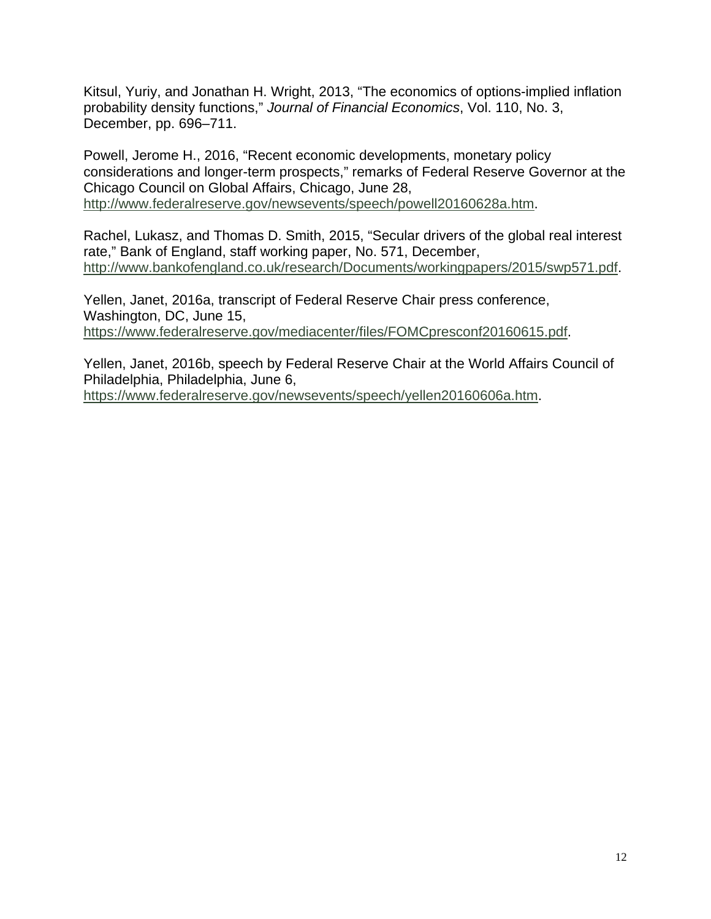Kitsul, Yuriy, and Jonathan H. Wright, 2013, "The economics of options-implied inflation probability density functions," *Journal of Financial Economics*, Vol. 110, No. 3, December, pp. 696–711.

Powell, Jerome H., 2016, "Recent economic developments, monetary policy considerations and longer-term prospects," remarks of Federal Reserve Governor at the Chicago Council on Global Affairs, Chicago, June 28, http://www.federalreserve.gov/newsevents/speech/powell20160628a.htm.

Rachel, Lukasz, and Thomas D. Smith, 2015, "Secular drivers of the global real interest rate," Bank of England, staff working paper, No. 571, December, http://www.bankofengland.co.uk/research/Documents/workingpapers/2015/swp571.pdf.

Yellen, Janet, 2016a, transcript of Federal Reserve Chair press conference, Washington, DC, June 15, https://www.federalreserve.gov/mediacenter/files/FOMCpresconf20160615.pdf.

Yellen, Janet, 2016b, speech by Federal Reserve Chair at the World Affairs Council of Philadelphia, Philadelphia, June 6, https://www.federalreserve.gov/newsevents/speech/yellen20160606a.htm.